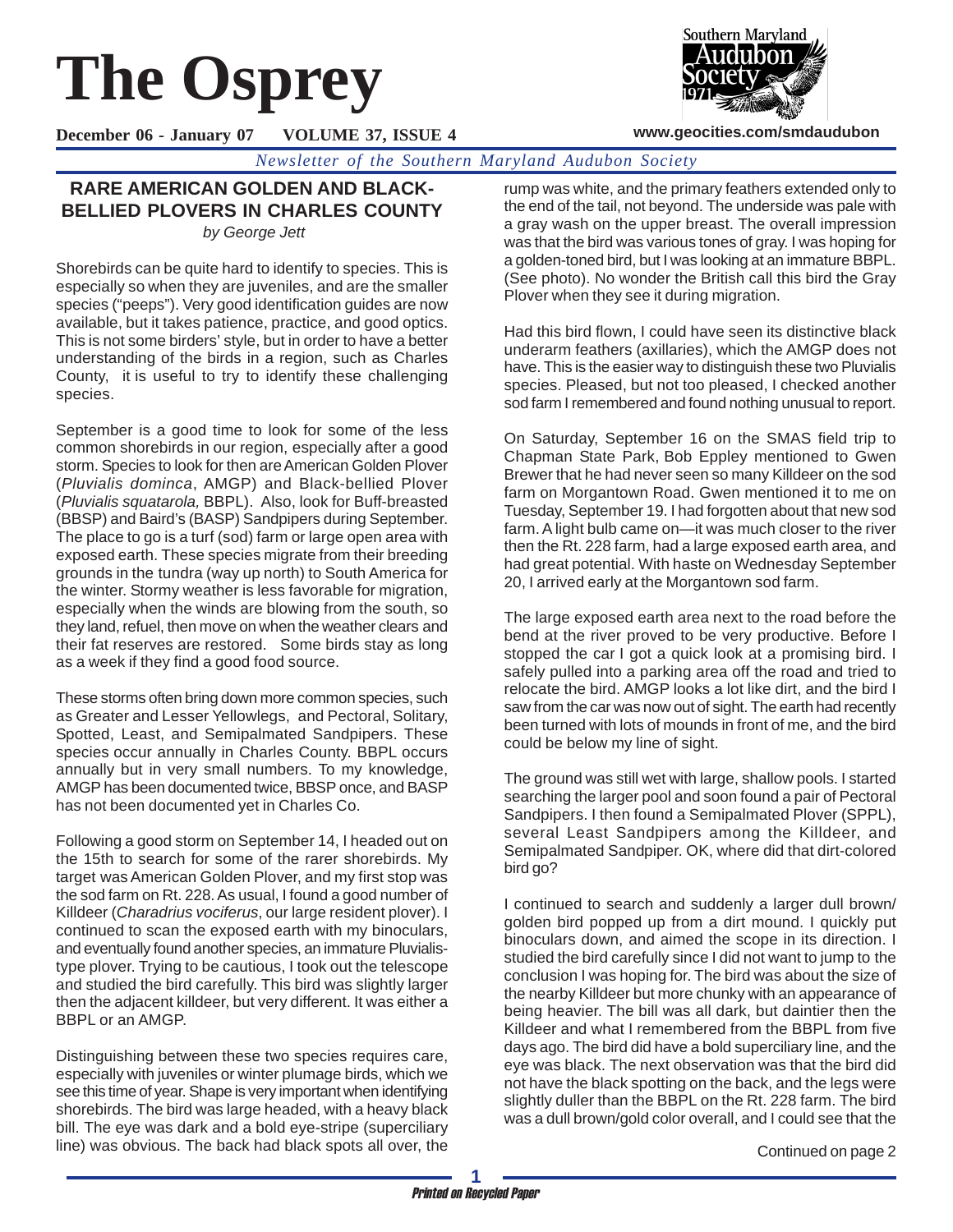# The Osprey

**December 06 - January 07 VOLUME 37, ISSUE 4**

**www.geocities.com/smdaudubon**

*Newsletter of the Southern Maryland Audubon Society*

## RARE AMERICAN GOLDEN AND BLACK-BELLIED PLOVERS IN CHARLES COUNTY

*by George Jett*

Shorebirds can be quite hard to identify to species. This is especially so when they are juveniles, and are the smaller species ("peeps"). Very good identification guides are now available, but it takes patience, practice, and good optics. This is not some birders' style, but in order to have a better understanding of the birds in a region, such as Charles County, it is useful to try to identify these challenging species.

September is a good time to look for some of the less common shorebirds in our region, especially after a good storm. Species to look for then are American Golden Plover (*Pluvialis dominca*, AMGP) and Black-bellied Plover (*Pluvialis squatarola,* BBPL). Also, look for Buff-breasted (BBSP) and Baird's (BASP) Sandpipers during September. The place to go is a turf (sod) farm or large open area with exposed earth. These species migrate from their breeding grounds in the tundra (way up north) to South America for the winter. Stormy weather is less favorable for migration, especially when the winds are blowing from the south, so they land, refuel, then move on when the weather clears and their fat reserves are restored. Some birds stay as long as a week if they find a good food source.

These storms often bring down more common species, such as Greater and Lesser Yellowlegs, and Pectoral, Solitary, Spotted, Least, and Semipalmated Sandpipers. These species occur annually in Charles County. BBPL occurs annually but in very small numbers. To my knowledge, AMGP has been documented twice, BBSP once, and BASP has not been documented yet in Charles Co.

Following a good storm on September 14, I headed out on the 15th to search for some of the rarer shorebirds. My target was American Golden Plover, and my first stop was the sod farm on Rt. 228. As usual, I found a good number of Killdeer (*Charadrius vociferus*, our large resident plover). I continued to scan the exposed earth with my binoculars, and eventually found another species, an immature Pluvialis-type plover. Trying to be cautious, I took out the telescope and studied the bird carefully. This bird was slightly larger then the adjacent killdeer, but very different. It was either a BBPL or an AMGP.

Distinguishing between these two species requires care, especially with juveniles or winter plumage birds, which we see this time of year. Shape is very important when identifying shorebirds. The bird was large headed, with a heavy black bill. The eye was dark and a bold eye-stripe (superciliary line) was obvious. The back had black spots all over, the rump was white, and the primary feathers extended only to the end of the tail, not beyond. The underside was pale with a gray wash on the upper breast. The overall impression was that the bird was various tones of gray. I was hoping for a golden-toned bird, but I was looking at an immature BBPL. (See photo). No wonder the British call this bird the Gray Plover when they see it during migration.

Had this bird flown, I could have seen its distinctive black underarm feathers (axillaries), which the AMGP does not have. This is the easier way to distinguish these two Pluvialis species. Pleased, but not too pleased, I checked another sod farm I remembered and found nothing unusual to report.

On Saturday, September 16 on the SMAS field trip to Chapman State Park, Bob Eppley mentioned to Gwen Brewer that he had never seen so many Killdeer on the sod farm on Morgantown Road. Gwen mentioned it to me on Tuesday, September 19. I had forgotten about that new sod farm. A light bulb came on—it was much closer to the river then the Rt. 228 farm, had a large exposed earth area, and had great potential. With haste on Wednesday September 20, I arrived early at the Morgantown sod farm.

The large exposed earth area next to the road before the bend at the river proved to be very productive. Before I stopped the car I got a quick look at a promising bird. I safely pulled into a parking area off the road and tried to relocate the bird. AMGP looks a lot like dirt, and the bird I saw from the car was now out of sight. The earth had recently been turned with lots of mounds in front of me, and the bird could be below my line of sight.

The ground was still wet with large, shallow pools. I started searching the larger pool and soon found a pair of Pectoral Sandpipers. I then found a Semipalmated Plover (SPPL), several Least Sandpipers among the Killdeer, and Semipalmated Sandpiper. OK, where did that dirt-colored bird go?

I continued to search and suddenly a larger dull brown/golden bird popped up from a dirt mound. I quickly put binoculars down, and aimed the scope in its direction. I studied the bird carefully since I did not want to jump to the conclusion I was hoping for. The bird was about the size of the nearby Killdeer but more chunky with an appearance of being heavier. The bill was all dark, but daintier then the Killdeer and what I remembered from the BBPL from five days ago. The bird did have a bold superciliary line, and the eye was black. The next observation was that the bird did not have the black spotting on the back, and the legs were slightly duller than the BBPL on the Rt. 228 farm. The bird was a dull brown/gold color overall, and I could see that the

Continued on page 2

*Printed on Recycled Paper*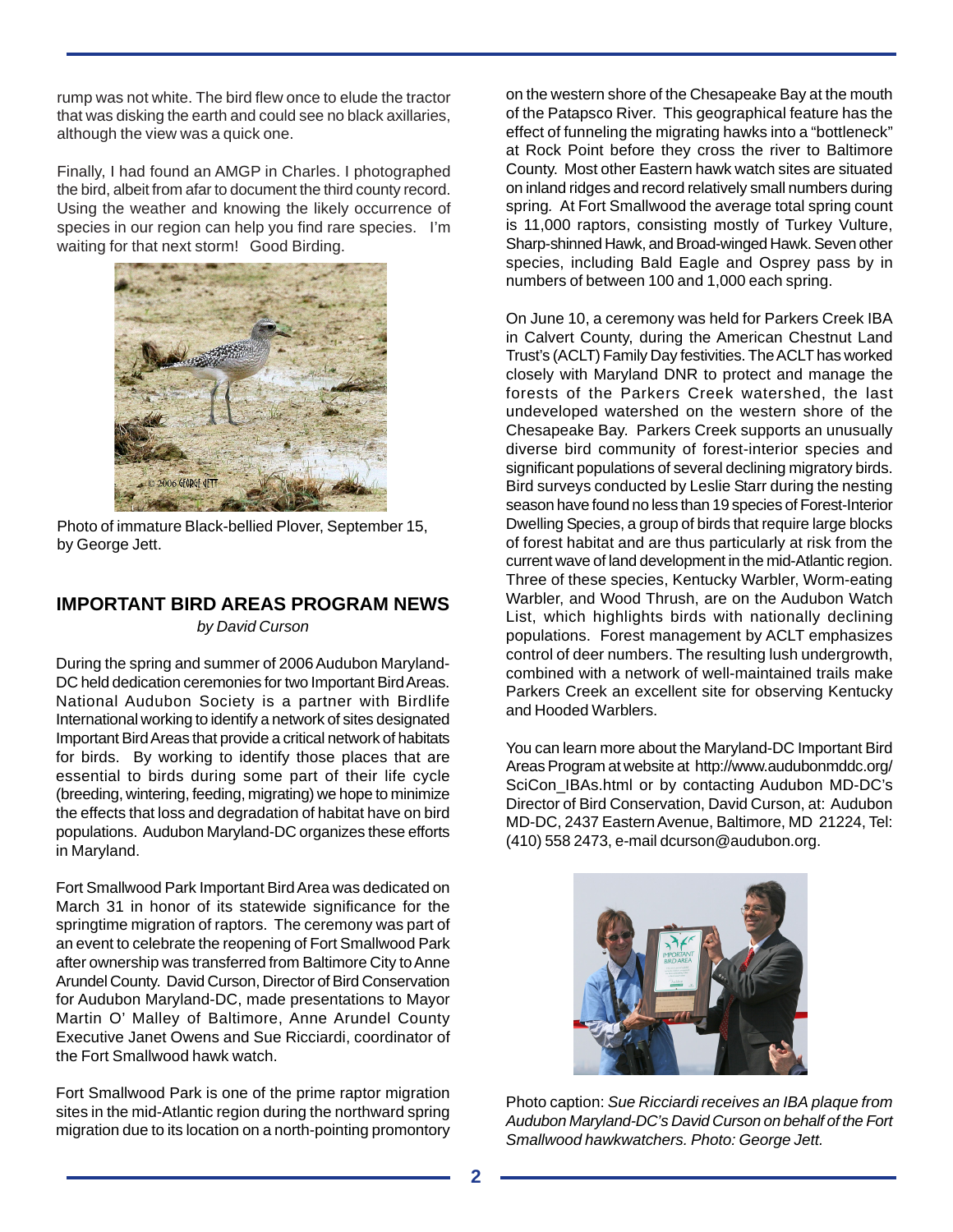rump was not white. The bird flew once to elude the tractor that was disking the earth and could see no black axillaries, although the view was a quick one.

Finally, I had found an AMGP in Charles. I photographed the bird, albeit from afar to document the third county record. Using the weather and knowing the likely occurrence of species in our region can help you find rare species. I'm waiting for that next storm! Good Birding.

Photo of immature Black-bellied Plover, September 15, by George Jett.

## IMPORTANT BIRD AREAS PROGRAM NEWS

*by David Curson*

During the spring and summer of 2006 Audubon Maryland-DC held dedication ceremonies for two Important Bird Areas. National Audubon Society is a partner with Birdlife International working to identify a network of sites designated Important Bird Areas that provide a critical network of habitats for birds. By working to identify those places that are essential to birds during some part of their life cycle (breeding, wintering, feeding, migrating) we hope to minimize the effects that loss and degradation of habitat have on bird populations. Audubon Maryland-DC organizes these efforts in Maryland.

Fort Smallwood Park Important Bird Area was dedicated on March 31 in honor of its statewide significance for the springtime migration of raptors. The ceremony was part of an event to celebrate the reopening of Fort Smallwood Park after ownership was transferred from Baltimore City to Anne Arundel County. David Curson, Director of Bird Conservation for Audubon Maryland-DC, made presentations to Mayor Martin O' Malley of Baltimore, Anne Arundel County Executive Janet Owens and Sue Ricciardi, coordinator of the Fort Smallwood hawk watch.

Fort Smallwood Park is one of the prime raptor migration sites in the mid-Atlantic region during the northward spring migration due to its location on a north-pointing promontory on the western shore of the Chesapeake Bay at the mouth of the Patapsco River. This geographical feature has the effect of funneling the migrating hawks into a "bottleneck" at Rock Point before they cross the river to Baltimore County. Most other Eastern hawk watch sites are situated on inland ridges and record relatively small numbers during spring. At Fort Smallwood the average total spring count is 11,000 raptors, consisting mostly of Turkey Vulture, Sharp-shinned Hawk, and Broad-winged Hawk. Seven other species, including Bald Eagle and Osprey pass by in numbers of between 100 and 1,000 each spring.

On June 10, a ceremony was held for Parkers Creek IBA in Calvert County, during the American Chestnut Land Trust's (ACLT) Family Day festivities. The ACLT has worked closely with Maryland DNR to protect and manage the forests of the Parkers Creek watershed, the last undeveloped watershed on the western shore of the Chesapeake Bay. Parkers Creek supports an unusually diverse bird community of forest-interior species and significant populations of several declining migratory birds. Bird surveys conducted by Leslie Starr during the nesting season have found no less than 19 species of Forest-Interior Dwelling Species, a group of birds that require large blocks of forest habitat and are thus particularly at risk from the current wave of land development in the mid-Atlantic region. Three of these species, Kentucky Warbler, Worm-eating Warbler, and Wood Thrush, are on the Audubon Watch List, which highlights birds with nationally declining populations. Forest management by ACLT emphasizes control of deer numbers. The resulting lush undergrowth, combined with a network of well-maintained trails make Parkers Creek an excellent site for observing Kentucky and Hooded Warblers.

You can learn more about the Maryland-DC Important Bird Areas Program at website at http://www.audubonmddc.org/SciCon_IBAs.html or by contacting Audubon MD-DC's Director of Bird Conservation, David Curson, at: Audubon MD-DC, 2437 Eastern Avenue, Baltimore, MD 21224, Tel: (410) 558 2473, e-mail dcurson@audubon.org.

Photo caption: *Sue Ricciardi receives an IBA plaque from Audubon Maryland-DC's David Curson on behalf of the Fort Smallwood hawkwatchers. Photo: George Jett.*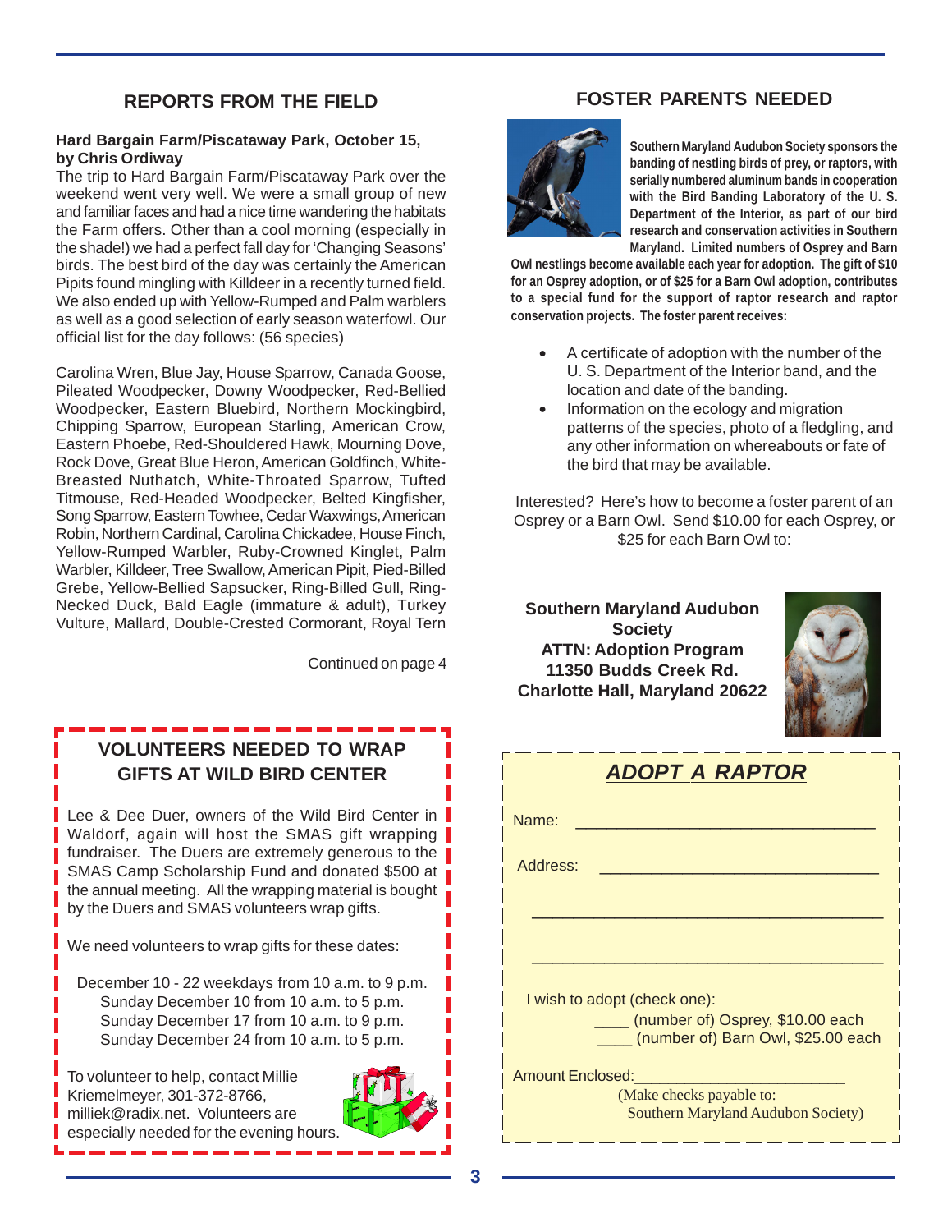## REPORTS FROM THE FIELD

**Hard Bargain Farm/Piscataway Park, October 15, by Chris Ordiway**

The trip to Hard Bargain Farm/Piscataway Park over the weekend went very well. We were a small group of new and familiar faces and had a nice time wandering the habitats the Farm offers. Other than a cool morning (especially in the shade!) we had a perfect fall day for 'Changing Seasons' birds. The best bird of the day was certainly the American Pipits found mingling with Killdeer in a recently turned field. We also ended up with Yellow-Rumped and Palm warblers as well as a good selection of early season waterfowl. Our official list for the day follows: (56 species)

Carolina Wren, Blue Jay, House Sparrow, Canada Goose, Pileated Woodpecker, Downy Woodpecker, Red-Bellied Woodpecker, Eastern Bluebird, Northern Mockingbird, Chipping Sparrow, European Starling, American Crow, Eastern Phoebe, Red-Shouldered Hawk, Mourning Dove, Rock Dove, Great Blue Heron, American Goldfinch, White-Breasted Nuthatch, White-Throated Sparrow, Tufted Titmouse, Red-Headed Woodpecker, Belted Kingfisher, Song Sparrow, Eastern Towhee, Cedar Waxwings, American Robin, Northern Cardinal, Carolina Chickadee, House Finch, Yellow-Rumped Warbler, Ruby-Crowned Kinglet, Palm Warbler, Killdeer, Tree Swallow, American Pipit, Pied-Billed Grebe, Yellow-Bellied Sapsucker, Ring-Billed Gull, Ring-Necked Duck, Bald Eagle (immature & adult), Turkey Vulture, Mallard, Double-Crested Cormorant, Royal Tern

Continued on page 4

## VOLUNTEERS NEEDED TO WRAP GIFTS AT WILD BIRD CENTER

Lee & Dee Duer, owners of the Wild Bird Center in Waldorf, again will host the SMAS gift wrapping fundraiser. The Duers are extremely generous to the SMAS Camp Scholarship Fund and donated $500 at the annual meeting. All the wrapping material is bought by the Duers and SMAS volunteers wrap gifts.

We need volunteers to wrap gifts for these dates:

December 10 - 22 weekdays from 10 a.m. to 9 p.m.
Sunday December 10 from 10 a.m. to 5 p.m.
Sunday December 17 from 10 a.m. to 9 p.m.
Sunday December 24 from 10 a.m. to 5 p.m.

To volunteer to help, contact Millie Kriemelmeyer, 301-372-8766, milliek@radix.net. Volunteers are especially needed for the evening hours.

## FOSTER PARENTS NEEDED

**Southern Maryland Audubon Society sponsors the banding of nestling birds of prey, or raptors, with serially numbered aluminum bands in cooperation with the Bird Banding Laboratory of the U. S. Department of the Interior, as part of our bird research and conservation activities in Southern Maryland. Limited numbers of Osprey and Barn Owl nestlings become available each year for adoption. The gift of $10 for an Osprey adoption, or of $25 for a Barn Owl adoption, contributes to a special fund for the support of raptor research and raptor conservation projects. The foster parent receives:**

- A certificate of adoption with the number of the U. S. Department of the Interior band, and the location and date of the banding.
- Information on the ecology and migration patterns of the species, photo of a fledgling, and any other information on whereabouts or fate of the bird that may be available.

Interested? Here's how to become a foster parent of an Osprey or a Barn Owl. Send $10.00 for each Osprey, or $25 for each Barn Owl to:

**Southern Maryland Audubon Society**
**ATTN: Adoption Program**
**11350 Budds Creek Rd.**
**Charlotte Hall, Maryland 20622**

### *ADOPT A RAPTOR*

Name: ______________________________

Address: ______________________________

______________________________

______________________________

I wish to adopt (check one):

____ (number of) Osprey, $10.00 each
____ (number of) Barn Owl, $25.00 each

Amount Enclosed:______________________

(Make checks payable to: Southern Maryland Audubon Society)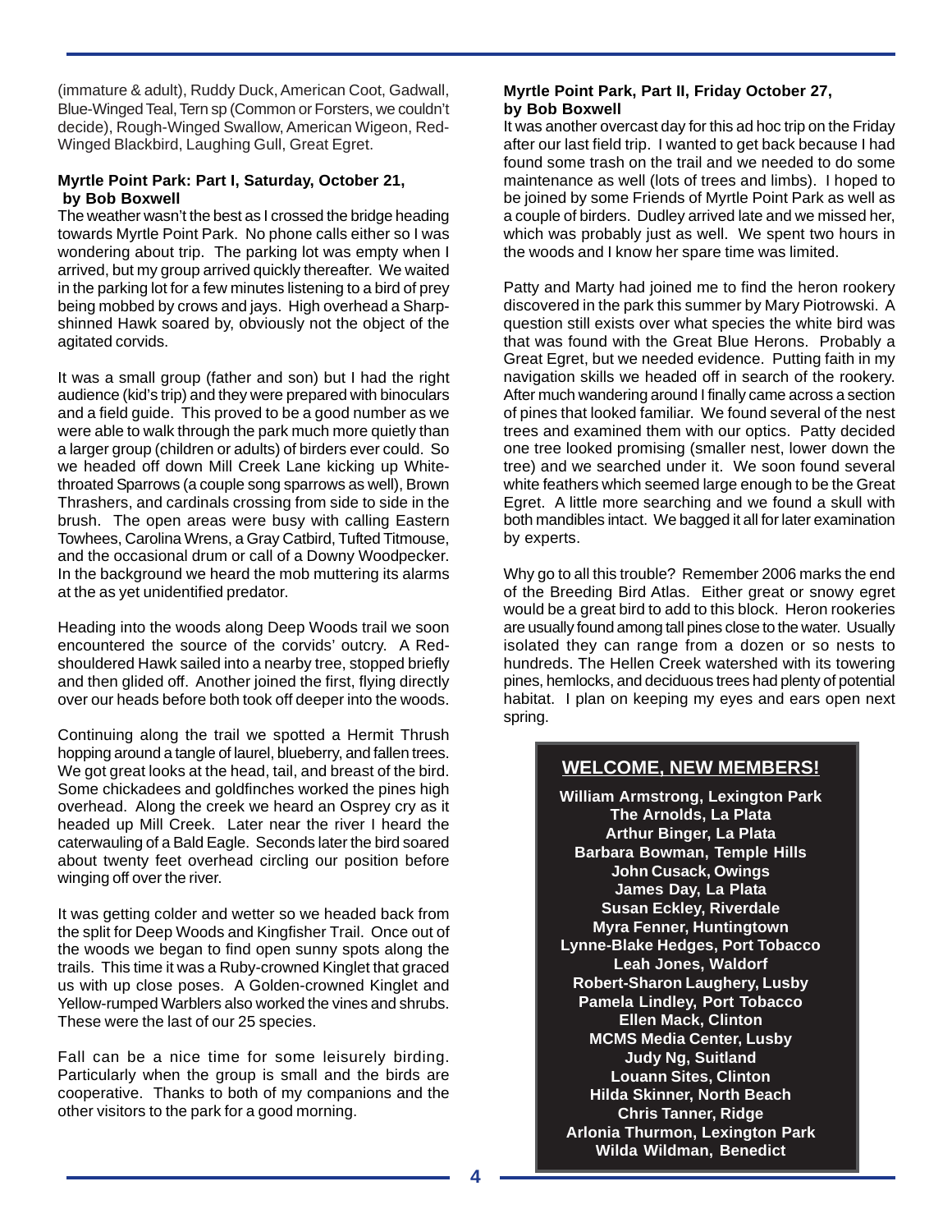(immature & adult), Ruddy Duck, American Coot, Gadwall, Blue-Winged Teal, Tern sp (Common or Forsters, we couldn't decide), Rough-Winged Swallow, American Wigeon, Red-Winged Blackbird, Laughing Gull, Great Egret.

**Myrtle Point Park: Part I, Saturday, October 21, by Bob Boxwell**

The weather wasn't the best as I crossed the bridge heading towards Myrtle Point Park. No phone calls either so I was wondering about trip. The parking lot was empty when I arrived, but my group arrived quickly thereafter. We waited in the parking lot for a few minutes listening to a bird of prey being mobbed by crows and jays. High overhead a Sharp-shinned Hawk soared by, obviously not the object of the agitated corvids.

It was a small group (father and son) but I had the right audience (kid's trip) and they were prepared with binoculars and a field guide. This proved to be a good number as we were able to walk through the park much more quietly than a larger group (children or adults) of birders ever could. So we headed off down Mill Creek Lane kicking up White-throated Sparrows (a couple song sparrows as well), Brown Thrashers, and cardinals crossing from side to side in the brush. The open areas were busy with calling Eastern Towhees, Carolina Wrens, a Gray Catbird, Tufted Titmouse, and the occasional drum or call of a Downy Woodpecker. In the background we heard the mob muttering its alarms at the as yet unidentified predator.

Heading into the woods along Deep Woods trail we soon encountered the source of the corvids' outcry. A Red-shouldered Hawk sailed into a nearby tree, stopped briefly and then glided off. Another joined the first, flying directly over our heads before both took off deeper into the woods.

Continuing along the trail we spotted a Hermit Thrush hopping around a tangle of laurel, blueberry, and fallen trees. We got great looks at the head, tail, and breast of the bird. Some chickadees and goldfinches worked the pines high overhead. Along the creek we heard an Osprey cry as it headed up Mill Creek. Later near the river I heard the caterwauling of a Bald Eagle. Seconds later the bird soared about twenty feet overhead circling our position before winging off over the river.

It was getting colder and wetter so we headed back from the split for Deep Woods and Kingfisher Trail. Once out of the woods we began to find open sunny spots along the trails. This time it was a Ruby-crowned Kinglet that graced us with up close poses. A Golden-crowned Kinglet and Yellow-rumped Warblers also worked the vines and shrubs. These were the last of our 25 species.

Fall can be a nice time for some leisurely birding. Particularly when the group is small and the birds are cooperative. Thanks to both of my companions and the other visitors to the park for a good morning.

**Myrtle Point Park, Part II, Friday October 27, by Bob Boxwell**

It was another overcast day for this ad hoc trip on the Friday after our last field trip. I wanted to get back because I had found some trash on the trail and we needed to do some maintenance as well (lots of trees and limbs). I hoped to be joined by some Friends of Myrtle Point Park as well as a couple of birders. Dudley arrived late and we missed her, which was probably just as well. We spent two hours in the woods and I know her spare time was limited.

Patty and Marty had joined me to find the heron rookery discovered in the park this summer by Mary Piotrowski. A question still exists over what species the white bird was that was found with the Great Blue Herons. Probably a Great Egret, but we needed evidence. Putting faith in my navigation skills we headed off in search of the rookery. After much wandering around I finally came across a section of pines that looked familiar. We found several of the nest trees and examined them with our optics. Patty decided one tree looked promising (smaller nest, lower down the tree) and we searched under it. We soon found several white feathers which seemed large enough to be the Great Egret. A little more searching and we found a skull with both mandibles intact. We bagged it all for later examination by experts.

Why go to all this trouble? Remember 2006 marks the end of the Breeding Bird Atlas. Either great or snowy egret would be a great bird to add to this block. Heron rookeries are usually found among tall pines close to the water. Usually isolated they can range from a dozen or so nests to hundreds. The Hellen Creek watershed with its towering pines, hemlocks, and deciduous trees had plenty of potential habitat. I plan on keeping my eyes and ears open next spring.

## WELCOME, NEW MEMBERS!

**William Armstrong, Lexington Park**
**The Arnolds, La Plata**
**Arthur Binger, La Plata**
**Barbara Bowman, Temple Hills**
**John Cusack, Owings**
**James Day, La Plata**
**Susan Eckley, Riverdale**
**Myra Fenner, Huntingtown**
**Lynne-Blake Hedges, Port Tobacco**
**Leah Jones, Waldorf**
**Robert-Sharon Laughery, Lusby**
**Pamela Lindley, Port Tobacco**
**Ellen Mack, Clinton**
**MCMS Media Center, Lusby**
**Judy Ng, Suitland**
**Louann Sites, Clinton**
**Hilda Skinner, North Beach**
**Chris Tanner, Ridge**
**Arlonia Thurmon, Lexington Park**
**Wilda Wildman, Benedict**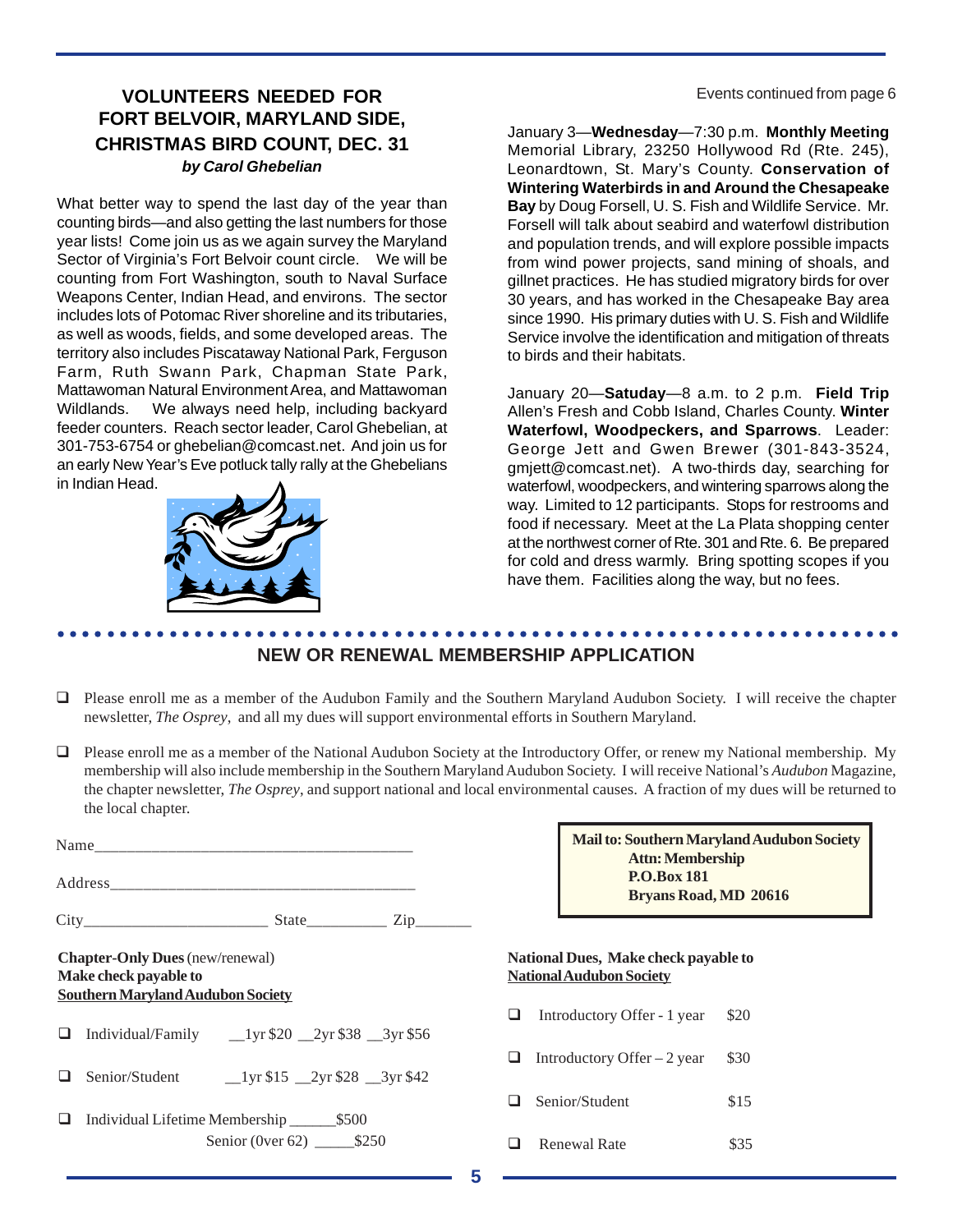## VOLUNTEERS NEEDED FOR FORT BELVOIR, MARYLAND SIDE, CHRISTMAS BIRD COUNT, DEC. 31

***by Carol Ghebelian***

What better way to spend the last day of the year than counting birds—and also getting the last numbers for those year lists! Come join us as we again survey the Maryland Sector of Virginia's Fort Belvoir count circle. We will be counting from Fort Washington, south to Naval Surface Weapons Center, Indian Head, and environs. The sector includes lots of Potomac River shoreline and its tributaries, as well as woods, fields, and some developed areas. The territory also includes Piscataway National Park, Ferguson Farm, Ruth Swann Park, Chapman State Park, Mattawoman Natural Environment Area, and Mattawoman Wildlands. We always need help, including backyard feeder counters. Reach sector leader, Carol Ghebelian, at 301-753-6754 or ghebelian@comcast.net. And join us for an early New Year's Eve potluck tally rally at the Ghebelians in Indian Head.

Events continued from page 6

January 3—**Wednesday**—7:30 p.m. **Monthly Meeting** Memorial Library, 23250 Hollywood Rd (Rte. 245), Leonardtown, St. Mary's County. **Conservation of Wintering Waterbirds in and Around the Chesapeake Bay** by Doug Forsell, U. S. Fish and Wildlife Service. Mr. Forsell will talk about seabird and waterfowl distribution and population trends, and will explore possible impacts from wind power projects, sand mining of shoals, and gillnet practices. He has studied migratory birds for over 30 years, and has worked in the Chesapeake Bay area since 1990. His primary duties with U. S. Fish and Wildlife Service involve the identification and mitigation of threats to birds and their habitats.

January 20—**Satuday**—8 a.m. to 2 p.m. **Field Trip** Allen's Fresh and Cobb Island, Charles County. **Winter Waterfowl, Woodpeckers, and Sparrows**. Leader: George Jett and Gwen Brewer (301-843-3524, gmjett@comcast.net). A two-thirds day, searching for waterfowl, woodpeckers, and wintering sparrows along the way. Limited to 12 participants. Stops for restrooms and food if necessary. Meet at the La Plata shopping center at the northwest corner of Rte. 301 and Rte. 6. Be prepared for cold and dress warmly. Bring spotting scopes if you have them. Facilities along the way, but no fees.

## NEW OR RENEWAL MEMBERSHIP APPLICATION

- ❑ Please enroll me as a member of the Audubon Family and the Southern Maryland Audubon Society. I will receive the chapter newsletter, *The Osprey*, and all my dues will support environmental efforts in Southern Maryland.
- ❑ Please enroll me as a member of the National Audubon Society at the Introductory Offer, or renew my National membership. My membership will also include membership in the Southern Maryland Audubon Society. I will receive National's *Audubon* Magazine, the chapter newsletter, *The Osprey*, and support national and local environmental causes. A fraction of my dues will be returned to the local chapter.

**Mail to: Southern Maryland Audubon Society**
**Attn: Membership**
**P.O.Box 181**
**Bryans Road, MD 20616**

Name_______________________________________

Address_____________________________________

City______________________ State__________ Zip_______

**Chapter-Only Dues** (new/renewal)
**Make check payable to**
**<u>Southern Maryland Audubon Society</u>**

- ❑ Individual/Family __1yr $20 __2yr $38 __3yr $56
- ❑ Senior/Student __1yr $15 __2yr $28 __3yr $42
- ❑ Individual Lifetime Membership ______$500
  Senior (0ver 62) _____$250

**National Dues, Make check payable to**
**<u>National Audubon Society</u>**

- ❑ Introductory Offer - 1 year $20
- ❑ Introductory Offer – 2 year $30
- ❑ Senior/Student $15
- ❑ Renewal Rate $35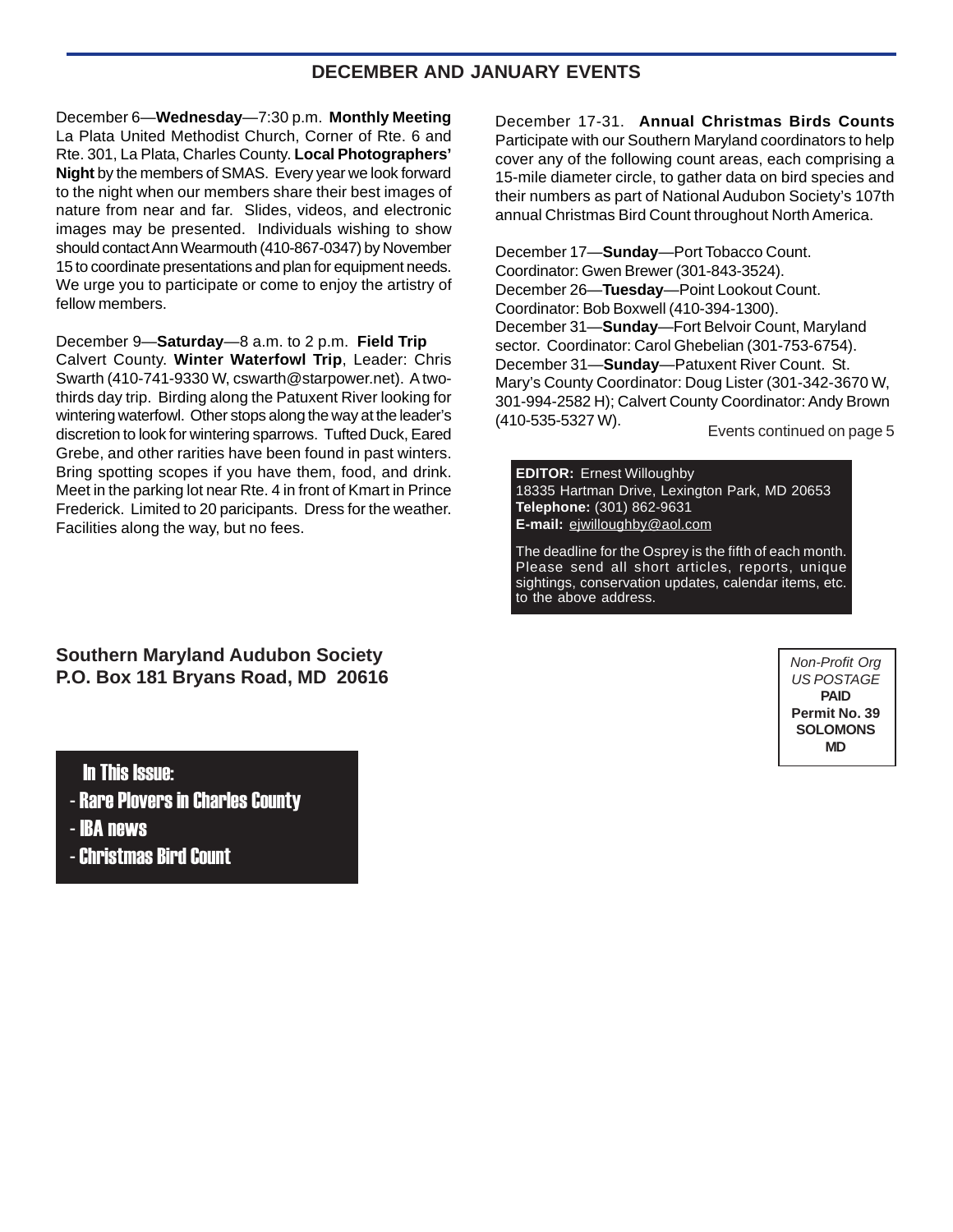## DECEMBER AND JANUARY EVENTS

December 6—**Wednesday**—7:30 p.m. **Monthly Meeting** La Plata United Methodist Church, Corner of Rte. 6 and Rte. 301, La Plata, Charles County. **Local Photographers' Night** by the members of SMAS. Every year we look forward to the night when our members share their best images of nature from near and far. Slides, videos, and electronic images may be presented. Individuals wishing to show should contact Ann Wearmouth (410-867-0347) by November 15 to coordinate presentations and plan for equipment needs. We urge you to participate or come to enjoy the artistry of fellow members.

December 9—**Saturday**—8 a.m. to 2 p.m. **Field Trip** Calvert County. **Winter Waterfowl Trip**, Leader: Chris Swarth (410-741-9330 W, cswarth@starpower.net). A two-thirds day trip. Birding along the Patuxent River looking for wintering waterfowl. Other stops along the way at the leader's discretion to look for wintering sparrows. Tufted Duck, Eared Grebe, and other rarities have been found in past winters. Bring spotting scopes if you have them, food, and drink. Meet in the parking lot near Rte. 4 in front of Kmart in Prince Frederick. Limited to 20 paricipants. Dress for the weather. Facilities along the way, but no fees.

December 17-31. **Annual Christmas Birds Counts** Participate with our Southern Maryland coordinators to help cover any of the following count areas, each comprising a 15-mile diameter circle, to gather data on bird species and their numbers as part of National Audubon Society's 107th annual Christmas Bird Count throughout North America.

December 17—**Sunday**—Port Tobacco Count. Coordinator: Gwen Brewer (301-843-3524).
December 26—**Tuesday**—Point Lookout Count. Coordinator: Bob Boxwell (410-394-1300).
December 31—**Sunday**—Fort Belvoir Count, Maryland sector. Coordinator: Carol Ghebelian (301-753-6754).
December 31—**Sunday**—Patuxent River Count. St. Mary's County Coordinator: Doug Lister (301-342-3670 W, 301-994-2582 H); Calvert County Coordinator: Andy Brown (410-535-5327 W).

Events continued on page 5

**EDITOR:** Ernest Willoughby
18335 Hartman Drive, Lexington Park, MD 20653
**Telephone:** (301) 862-9631
**E-mail:** ejwilloughby@aol.com

The deadline for the Osprey is the fifth of each month. Please send all short articles, reports, unique sightings, conservation updates, calendar items, etc. to the above address.

**Southern Maryland Audubon Society**
**P.O. Box 181 Bryans Road, MD 20616**

*Non-Profit Org*
*US POSTAGE*
**PAID**
**Permit No. 39**
**SOLOMONS**
**MD**

**In This Issue:**

- Rare Plovers in Charles County
- IBA news
- Christmas Bird Count